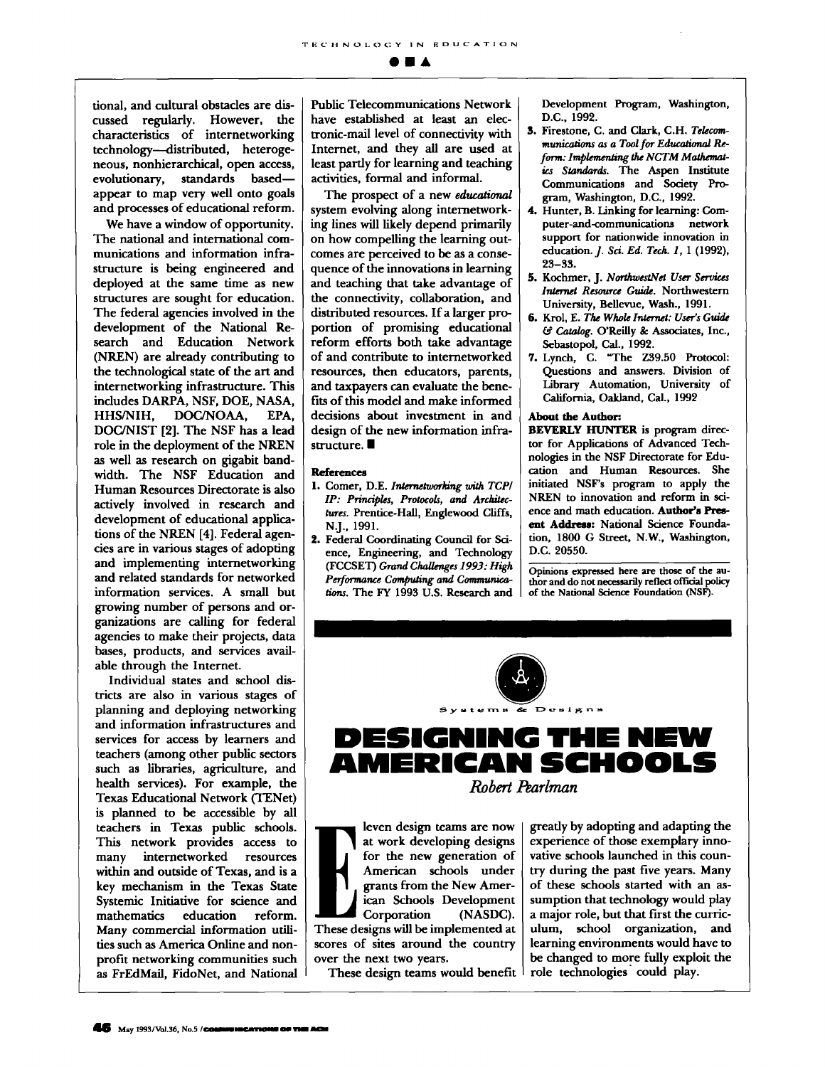tional, and cultural obstacles are discussed regularly. However, the characteristics of internetworking technology—distributed, heterogeneous, nonhierarchical, open access, evolutionary, standards based—appear to map very well onto goals and processes of educational reform.

We have a window of opportunity. The national and international communications and information infrastructure is being engineered and deployed at the same time as new structures are sought for education. The federal agencies involved in the development of the National Research and Education Network (NREN) are already contributing to the technological state of the art and internetworking infrastructure. This includes DARPA, NSF, DOE, NASA, HHS/NIH, DOC/NOAA, EPA, DOC/NIST [2]. The NSF has a lead role in the deployment of the NREN as well as research on gigabit bandwidth. The NSF Education and Human Resources Directorate is also actively involved in research and development of educational applications of the NREN [4]. Federal agencies are in various stages of adopting and implementing internetworking and related standards for networked information services. A small but growing number of persons and organizations are calling for federal agencies to make their projects, data bases, products, and services available through the Internet.

Individual states and school districts are also in various stages of planning and deploying networking and information infrastructures and services for access by learners and teachers (among other public sectors such as libraries, agriculture, and health services). For example, the Texas Educational Network (TENet) is planned to be accessible by all teachers in Texas public schools. This network provides access to many internetworked resources within and outside of Texas, and is a key mechanism in the Texas State Systemic Initiative for science and mathematics education reform. Many commercial information utilities such as America Online and nonprofit networking communities such as FrEdMail, FidoNet, and National Public Telecommunications Network have established at least an electronic-mail level of connectivity with Internet, and they all are used at least partly for learning and teaching activities, formal and informal.

The prospect of a new *educational* system evolving along internetworking lines will likely depend primarily on how compelling the learning outcomes are perceived to be as a consequence of the innovations in learning and teaching that take advantage of the connectivity, collaboration, and distributed resources. If a larger proportion of promising educational reform efforts both take advantage of and contribute to internetworked resources, then educators, parents, and taxpayers can evaluate the benefits of this model and make informed decisions about investment in and design of the new information infrastructure. ■

**References**

1. Comer, D.E. *Internetworking with TCP/IP: Principles, Protocols, and Architectures.* Prentice-Hall, Englewood Cliffs, N.J., 1991.
2. Federal Coordinating Council for Science, Engineering, and Technology (FCCSET) *Grand Challenges 1993: High Performance Computing and Communications.* The FY 1993 U.S. Research and Development Program, Washington, D.C., 1992.
3. Firestone, C. and Clark, C.H. *Telecommunications as a Tool for Educational Reform: Implementing the NCTM Mathematics Standards.* The Aspen Institute Communications and Society Program, Washington, D.C., 1992.
4. Hunter, B. Linking for learning: Computer-and-communications network support for nationwide innovation in education. *J. Sci. Ed. Tech. 1*, 1 (1992), 23–33.
5. Kochmer, J. *NorthwestNet User Services Internet Resource Guide.* Northwestern University, Bellevue, Wash., 1991.
6. Krol, E. *The Whole Internet: User's Guide & Catalog.* O'Reilly & Associates, Inc., Sebastopol, Cal., 1992.
7. Lynch, C. "The Z39.50 Protocol: Questions and answers. Division of Library Automation, University of California, Oakland, Cal., 1992

**About the Author:**
**BEVERLY HUNTER** is program director for Applications of Advanced Technologies in the NSF Directorate for Education and Human Resources. She initiated NSF's program to apply the NREN to innovation and reform in science and math education. **Author's Present Address:** National Science Foundation, 1800 G Street, N.W., Washington, D.C. 20550.

Opinions expressed here are those of the author and do not necessarily reflect official policy of the National Science Foundation (NSF).

Systems & Designs

# DESIGNING THE NEW AMERICAN SCHOOLS

*Robert Pearlman*

Eleven design teams are now at work developing designs for the new generation of American schools under grants from the New American Schools Development Corporation (NASDC). These designs will be implemented at scores of sites around the country over the next two years.

These design teams would benefit greatly by adopting and adapting the experience of those exemplary innovative schools launched in this country during the past five years. Many of these schools started with an assumption that technology would play a major role, but that first the curriculum, school organization, and learning environments would have to be changed to more fully exploit the role technologies could play.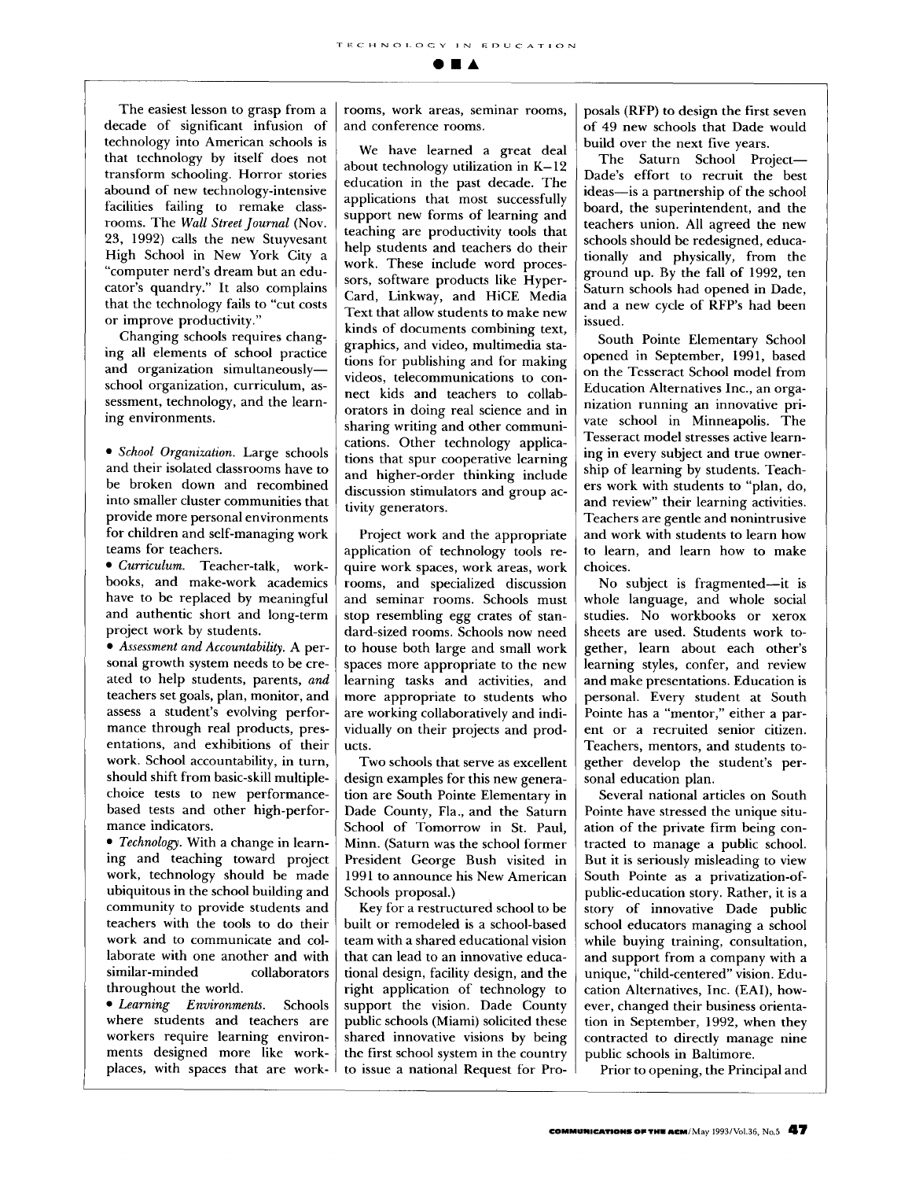The easiest lesson to grasp from a decade of significant infusion of technology into American schools is that technology by itself does not transform schooling. Horror stories abound of new technology-intensive facilities failing to remake classrooms. The *Wall Street Journal* (Nov. 23, 1992) calls the new Stuyvesant High School in New York City a "computer nerd's dream but an educator's quandry." It also complains that the technology fails to "cut costs or improve productivity."

Changing schools requires changing all elements of school practice and organization simultaneously—school organization, curriculum, assessment, technology, and the learning environments.

- *School Organization.* Large schools and their isolated classrooms have to be broken down and recombined into smaller cluster communities that provide more personal environments for children and self-managing work teams for teachers.
- *Curriculum.* Teacher-talk, workbooks, and make-work academics have to be replaced by meaningful and authentic short and long-term project work by students.
- *Assessment and Accountability.* A personal growth system needs to be created to help students, parents, *and* teachers set goals, plan, monitor, and assess a student's evolving performance through real products, presentations, and exhibitions of their work. School accountability, in turn, should shift from basic-skill multiple-choice tests to new performance-based tests and other high-performance indicators.
- *Technology.* With a change in learning and teaching toward project work, technology should be made ubiquitous in the school building and community to provide students and teachers with the tools to do their work and to communicate and collaborate with one another and with similar-minded collaborators throughout the world.
- *Learning Environments.* Schools where students and teachers are workers require learning environments designed more like workplaces, with spaces that are workrooms, work areas, seminar rooms, and conference rooms.

We have learned a great deal about technology utilization in K–12 education in the past decade. The applications that most successfully support new forms of learning and teaching are productivity tools that help students and teachers do their work. These include word processors, software products like HyperCard, Linkway, and HiCE Media Text that allow students to make new kinds of documents combining text, graphics, and video, multimedia stations for publishing and for making videos, telecommunications to connect kids and teachers to collaborators in doing real science and in sharing writing and other communications. Other technology applications that spur cooperative learning and higher-order thinking include discussion stimulators and group activity generators.

Project work and the appropriate application of technology tools require work spaces, work areas, work rooms, and specialized discussion and seminar rooms. Schools must stop resembling egg crates of standard-sized rooms. Schools now need to house both large and small work spaces more appropriate to the new learning tasks and activities, and more appropriate to students who are working collaboratively and individually on their projects and products.

Two schools that serve as excellent design examples for this new generation are South Pointe Elementary in Dade County, Fla., and the Saturn School of Tomorrow in St. Paul, Minn. (Saturn was the school former President George Bush visited in 1991 to announce his New American Schools proposal.)

Key for a restructured school to be built or remodeled is a school-based team with a shared educational vision that can lead to an innovative educational design, facility design, and the right application of technology to support the vision. Dade County public schools (Miami) solicited these shared innovative visions by being the first school system in the country to issue a national Request for Proposals (RFP) to design the first seven of 49 new schools that Dade would build over the next five years.

The Saturn School Project—Dade's effort to recruit the best ideas—is a partnership of the school board, the superintendent, and the teachers union. All agreed the new schools should be redesigned, educationally and physically, from the ground up. By the fall of 1992, ten Saturn schools had opened in Dade, and a new cycle of RFP's had been issued.

South Pointe Elementary School opened in September, 1991, based on the Tesseract School model from Education Alternatives Inc., an organization running an innovative private school in Minneapolis. The Tesseract model stresses active learning in every subject and true ownership of learning by students. Teachers work with students to "plan, do, and review" their learning activities. Teachers are gentle and nonintrusive and work with students to learn how to learn, and learn how to make choices.

No subject is fragmented—it is whole language, and whole social studies. No workbooks or xerox sheets are used. Students work together, learn about each other's learning styles, confer, and review and make presentations. Education is personal. Every student at South Pointe has a "mentor," either a parent or a recruited senior citizen. Teachers, mentors, and students together develop the student's personal education plan.

Several national articles on South Pointe have stressed the unique situation of the private firm being contracted to manage a public school. But it is seriously misleading to view South Pointe as a privatization-of-public-education story. Rather, it is a story of innovative Dade public school educators managing a school while buying training, consultation, and support from a company with a unique, "child-centered" vision. Education Alternatives, Inc. (EAI), however, changed their business orientation in September, 1992, when they contracted to directly manage nine public schools in Baltimore.

Prior to opening, the Principal and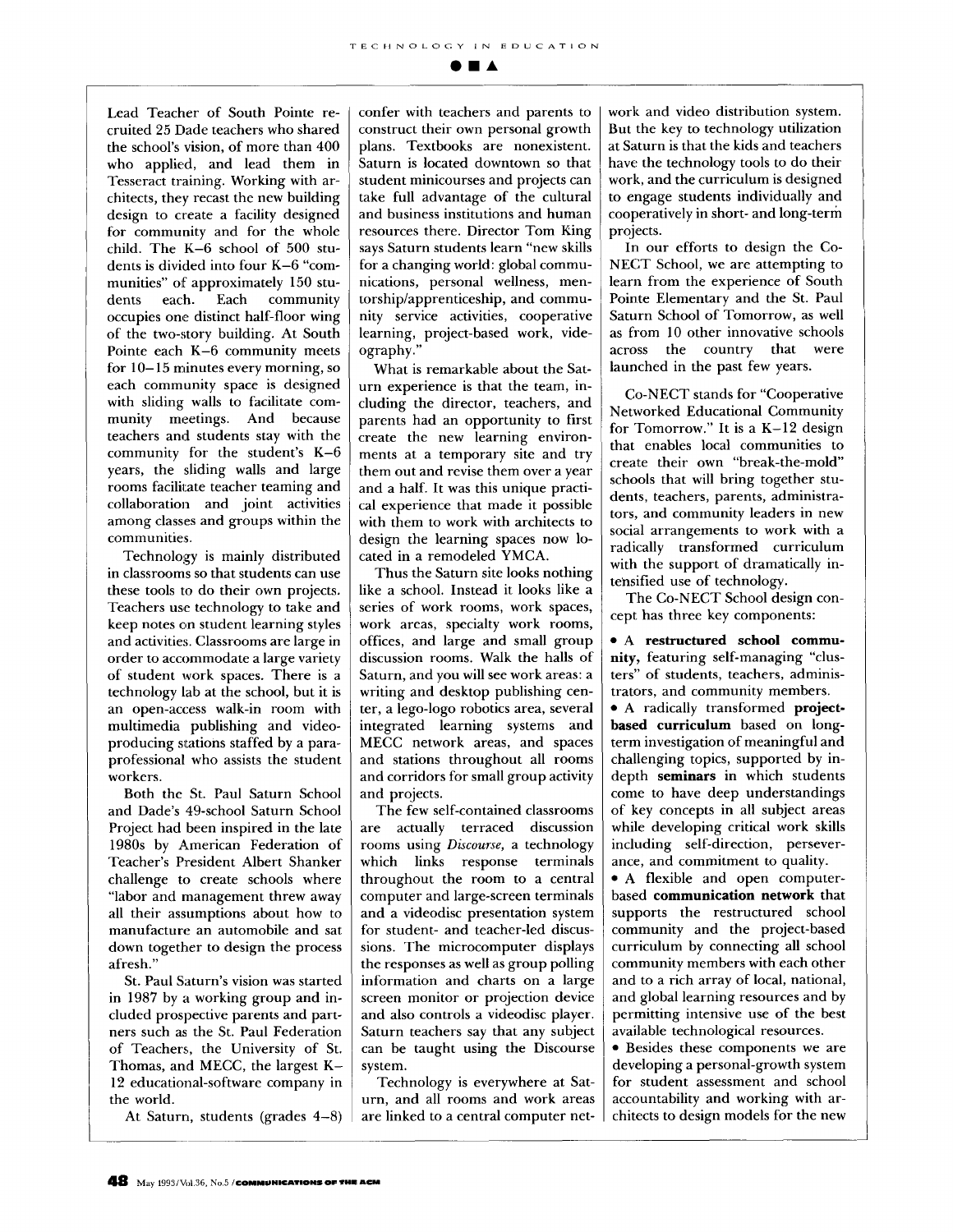Lead Teacher of South Pointe recruited 25 Dade teachers who shared the school's vision, of more than 400 who applied, and lead them in Tesseract training. Working with architects, they recast the new building design to create a facility designed for community and for the whole child. The K–6 school of 500 students is divided into four K–6 "communities" of approximately 150 students each. Each community occupies one distinct half-floor wing of the two-story building. At South Pointe each K–6 community meets for 10–15 minutes every morning, so each community space is designed with sliding walls to facilitate community meetings. And because teachers and students stay with the community for the student's K–6 years, the sliding walls and large rooms facilitate teacher teaming and collaboration and joint activities among classes and groups within the communities.

Technology is mainly distributed in classrooms so that students can use these tools to do their own projects. Teachers use technology to take and keep notes on student learning styles and activities. Classrooms are large in order to accommodate a large variety of student work spaces. There is a technology lab at the school, but it is an open-access walk-in room with multimedia publishing and video-producing stations staffed by a paraprofessional who assists the student workers.

Both the St. Paul Saturn School and Dade's 49-school Saturn School Project had been inspired in the late 1980s by American Federation of Teacher's President Albert Shanker challenge to create schools where "labor and management threw away all their assumptions about how to manufacture an automobile and sat down together to design the process afresh."

St. Paul Saturn's vision was started in 1987 by a working group and included prospective parents and partners such as the St. Paul Federation of Teachers, the University of St. Thomas, and MECC, the largest K–12 educational-software company in the world.

At Saturn, students (grades 4–8) confer with teachers and parents to construct their own personal growth plans. Textbooks are nonexistent. Saturn is located downtown so that student minicourses and projects can take full advantage of the cultural and business institutions and human resources there. Director Tom King says Saturn students learn "new skills for a changing world: global communications, personal wellness, mentorship/apprenticeship, and community service activities, cooperative learning, project-based work, videography."

What is remarkable about the Saturn experience is that the team, including the director, teachers, and parents had an opportunity to first create the new learning environments at a temporary site and try them out and revise them over a year and a half. It was this unique practical experience that made it possible with them to work with architects to design the learning spaces now located in a remodeled YMCA.

Thus the Saturn site looks nothing like a school. Instead it looks like a series of work rooms, work spaces, work areas, specialty work rooms, offices, and large and small group discussion rooms. Walk the halls of Saturn, and you will see work areas: a writing and desktop publishing center, a lego-logo robotics area, several integrated learning systems and MECC network areas, and spaces and stations throughout all rooms and corridors for small group activity and projects.

The few self-contained classrooms are actually terraced discussion rooms using *Discourse*, a technology which links response terminals throughout the room to a central computer and large-screen terminals and a videodisc presentation system for student- and teacher-led discussions. The microcomputer displays the responses as well as group polling information and charts on a large screen monitor or projection device and also controls a videodisc player. Saturn teachers say that any subject can be taught using the Discourse system.

Technology is everywhere at Saturn, and all rooms and work areas are linked to a central computer network and video distribution system. But the key to technology utilization at Saturn is that the kids and teachers have the technology tools to do their work, and the curriculum is designed to engage students individually and cooperatively in short- and long-term projects.

In our efforts to design the Co-NECT School, we are attempting to learn from the experience of South Pointe Elementary and the St. Paul Saturn School of Tomorrow, as well as from 10 other innovative schools across the country that were launched in the past few years.

Co-NECT stands for "Cooperative Networked Educational Community for Tomorrow." It is a K–12 design that enables local communities to create their own "break-the-mold" schools that will bring together students, teachers, parents, administrators, and community leaders in new social arrangements to work with a radically transformed curriculum with the support of dramatically intensified use of technology.

The Co-NECT School design concept has three key components:

- A **restructured school community,** featuring self-managing "clusters" of students, teachers, administrators, and community members.
- A radically transformed **project-based curriculum** based on long-term investigation of meaningful and challenging topics, supported by in-depth **seminars** in which students come to have deep understandings of key concepts in all subject areas while developing critical work skills including self-direction, perseverance, and commitment to quality.
- A flexible and open computer-based **communication network** that supports the restructured school community and the project-based curriculum by connecting all school community members with each other and to a rich array of local, national, and global learning resources and by permitting intensive use of the best available technological resources.
- Besides these components we are developing a personal-growth system for student assessment and school accountability and working with architects to design models for the new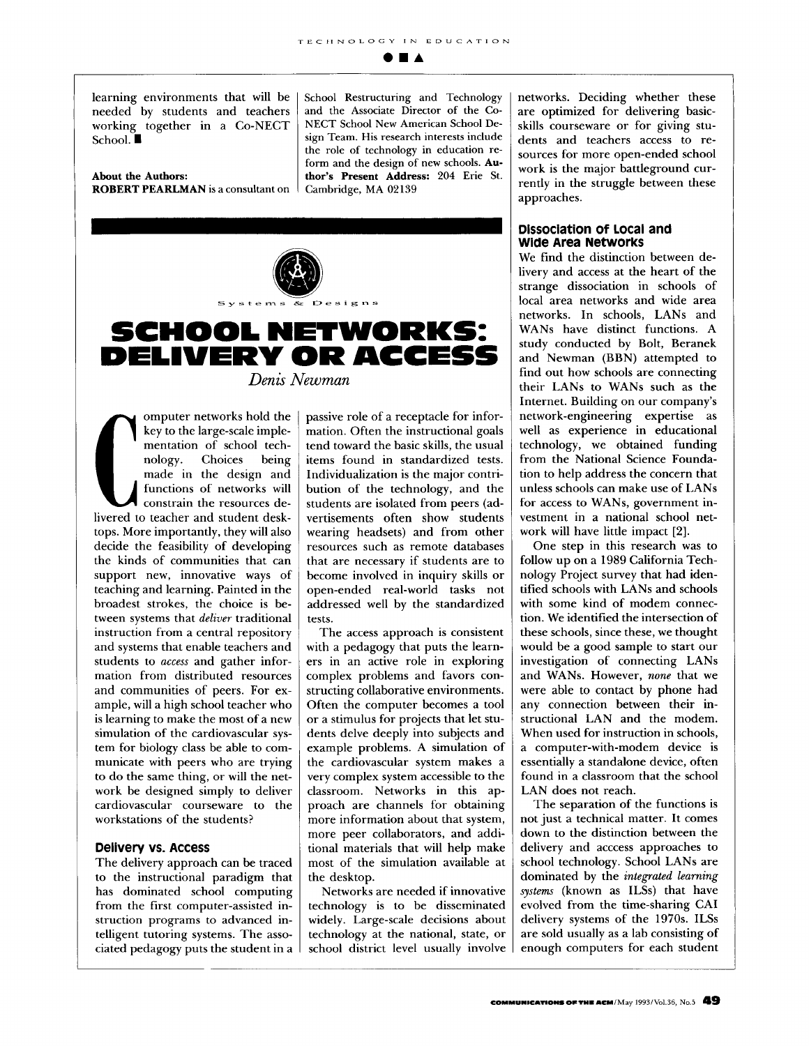learning environments that will be needed by students and teachers working together in a Co-NECT School. ■

**About the Authors:**
**ROBERT PEARLMAN** is a consultant on School Restructuring and Technology and the Associate Director of the Co-NECT School New American School Design Team. His research interests include the role of technology in education reform and the design of new schools. **Author's Present Address:** 204 Erie St. Cambridge, MA 02139

Systems & Designs

# SCHOOL NETWORKS: DELIVERY OR ACCESS

*Denis Newman*

Computer networks hold the key to the large-scale implementation of school technology. Choices being made in the design and functions of networks will constrain the resources delivered to teacher and student desktops. More importantly, they will also decide the feasibility of developing the kinds of communities that can support new, innovative ways of teaching and learning. Painted in the broadest strokes, the choice is between systems that *deliver* traditional instruction from a central repository and systems that enable teachers and students to *access* and gather information from distributed resources and communities of peers. For example, will a high school teacher who is learning to make the most of a new simulation of the cardiovascular system for biology class be able to communicate with peers who are trying to do the same thing, or will the network be designed simply to deliver cardiovascular courseware to the workstations of the students?

### Delivery vs. Access

The delivery approach can be traced to the instructional paradigm that has dominated school computing from the first computer-assisted instruction programs to advanced intelligent tutoring systems. The associated pedagogy puts the student in a passive role of a receptacle for information. Often the instructional goals tend toward the basic skills, the usual items found in standardized tests. Individualization is the major contribution of the technology, and the students are isolated from peers (advertisements often show students wearing headsets) and from other resources such as remote databases that are necessary if students are to become involved in inquiry skills or open-ended real-world tasks not addressed well by the standardized tests.

The access approach is consistent with a pedagogy that puts the learners in an active role in exploring complex problems and favors constructing collaborative environments. Often the computer becomes a tool or a stimulus for projects that let students delve deeply into subjects and example problems. A simulation of the cardiovascular system makes a very complex system accessible to the classroom. Networks in this approach are channels for obtaining more information about that system, more peer collaborators, and additional materials that will help make most of the simulation available at the desktop.

Networks are needed if innovative technology is to be disseminated widely. Large-scale decisions about technology at the national, state, or school district level usually involve networks. Deciding whether these are optimized for delivering basic-skills courseware or for giving students and teachers access to resources for more open-ended school work is the major battleground currently in the struggle between these approaches.

### Dissociation of Local and Wide Area Networks

We find the distinction between delivery and access at the heart of the strange dissociation in schools of local area networks and wide area networks. In schools, LANs and WANs have distinct functions. A study conducted by Bolt, Beranek and Newman (BBN) attempted to find out how schools are connecting their LANs to WANs such as the Internet. Building on our company's network-engineering expertise as well as experience in educational technology, we obtained funding from the National Science Foundation to help address the concern that unless schools can make use of LANs for access to WANs, government investment in a national school network will have little impact [2].

One step in this research was to follow up on a 1989 California Technology Project survey that had identified schools with LANs and schools with some kind of modem connection. We identified the intersection of these schools, since these, we thought would be a good sample to start our investigation of connecting LANs and WANs. However, *none* that we were able to contact by phone had any connection between their instructional LAN and the modem. When used for instruction in schools, a computer-with-modem device is essentially a standalone device, often found in a classroom that the school LAN does not reach.

The separation of the functions is not just a technical matter. It comes down to the distinction between the delivery and acccess approaches to school technology. School LANs are dominated by the *integrated learning systems* (known as ILSs) that have evolved from the time-sharing CAI delivery systems of the 1970s. ILSs are sold usually as a lab consisting of enough computers for each student